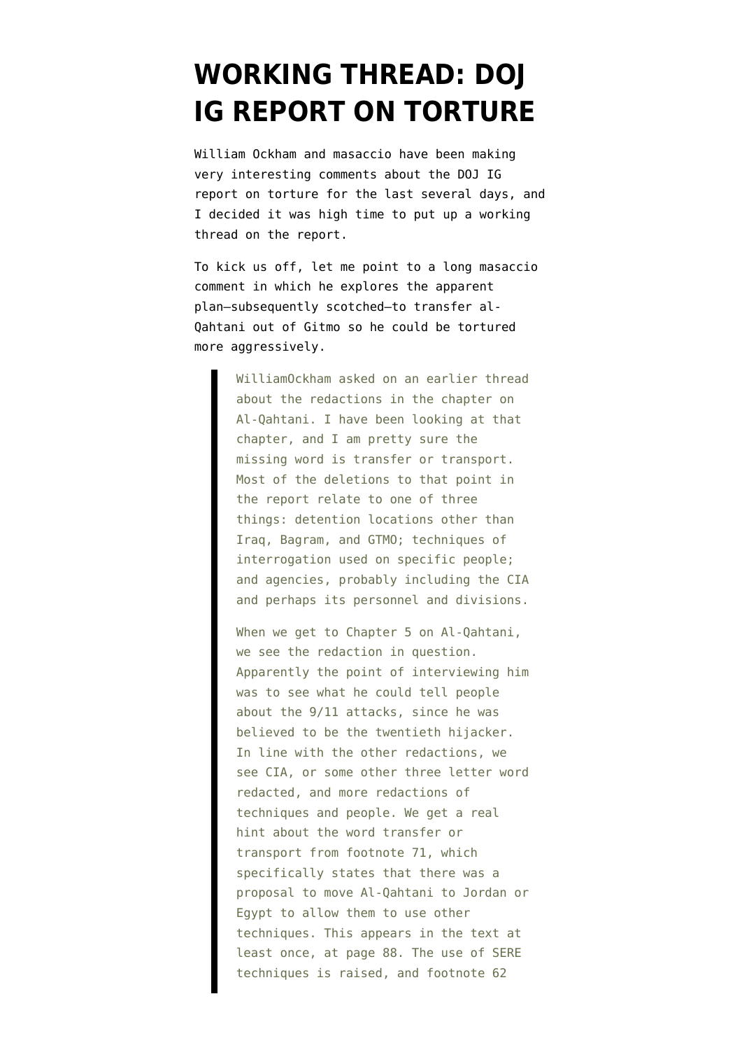# WORKING THREAD: DOJ IG REPORT ON TORTURE

William Ockham and masaccio have been making very interesting comments about the DOJ IG report on torture for the last several days, and I decided it was high time to put up a working thread on the report.

To kick us off, let me point to a long masaccio comment in which he explores the apparent plan—subsequently scotched—to transfer al-Qahtani out of Gitmo so he could be tortured more aggressively.

> WilliamOckham asked on an earlier thread about the redactions in the chapter on Al-Qahtani. I have been looking at that chapter, and I am pretty sure the missing word is transfer or transport. Most of the deletions to that point in the report relate to one of three things: detention locations other than Iraq, Bagram, and GTMO; techniques of interrogation used on specific people; and agencies, probably including the CIA and perhaps its personnel and divisions.
>
> When we get to Chapter 5 on Al-Qahtani, we see the redaction in question. Apparently the point of interviewing him was to see what he could tell people about the 9/11 attacks, since he was believed to be the twentieth hijacker. In line with the other redactions, we see CIA, or some other three letter word redacted, and more redactions of techniques and people. We get a real hint about the word transfer or transport from footnote 71, which specifically states that there was a proposal to move Al-Qahtani to Jordan or Egypt to allow them to use other techniques. This appears in the text at least once, at page 88. The use of SERE techniques is raised, and footnote 62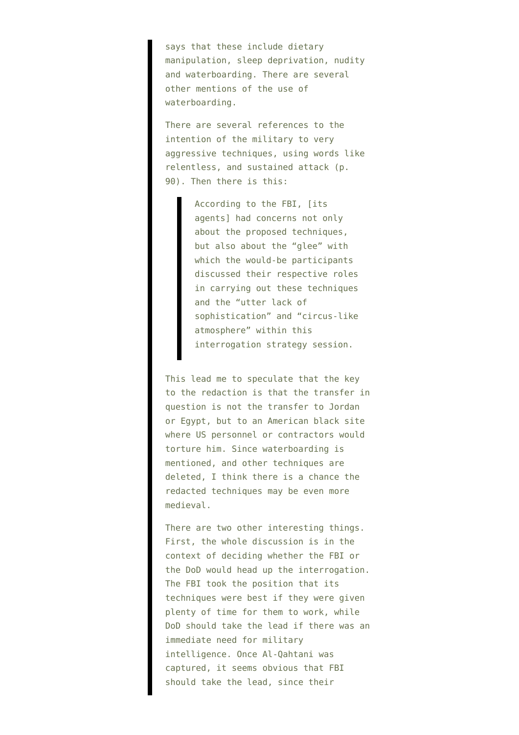> says that these include dietary manipulation, sleep deprivation, nudity and waterboarding. There are several other mentions of the use of waterboarding.
>
> There are several references to the intention of the military to very aggressive techniques, using words like relentless, and sustained attack (p. 90). Then there is this:
>
> > According to the FBI, [its agents] had concerns not only about the proposed techniques, but also about the "glee" with which the would-be participants discussed their respective roles in carrying out these techniques and the "utter lack of sophistication" and "circus-like atmosphere" within this interrogation strategy session.
>
> This lead me to speculate that the key to the redaction is that the transfer in question is not the transfer to Jordan or Egypt, but to an American black site where US personnel or contractors would torture him. Since waterboarding is mentioned, and other techniques are deleted, I think there is a chance the redacted techniques may be even more medieval.
>
> There are two other interesting things. First, the whole discussion is in the context of deciding whether the FBI or the DoD would head up the interrogation. The FBI took the position that its techniques were best if they were given plenty of time for them to work, while DoD should take the lead if there was an immediate need for military intelligence. Once Al-Qahtani was captured, it seems obvious that FBI should take the lead, since their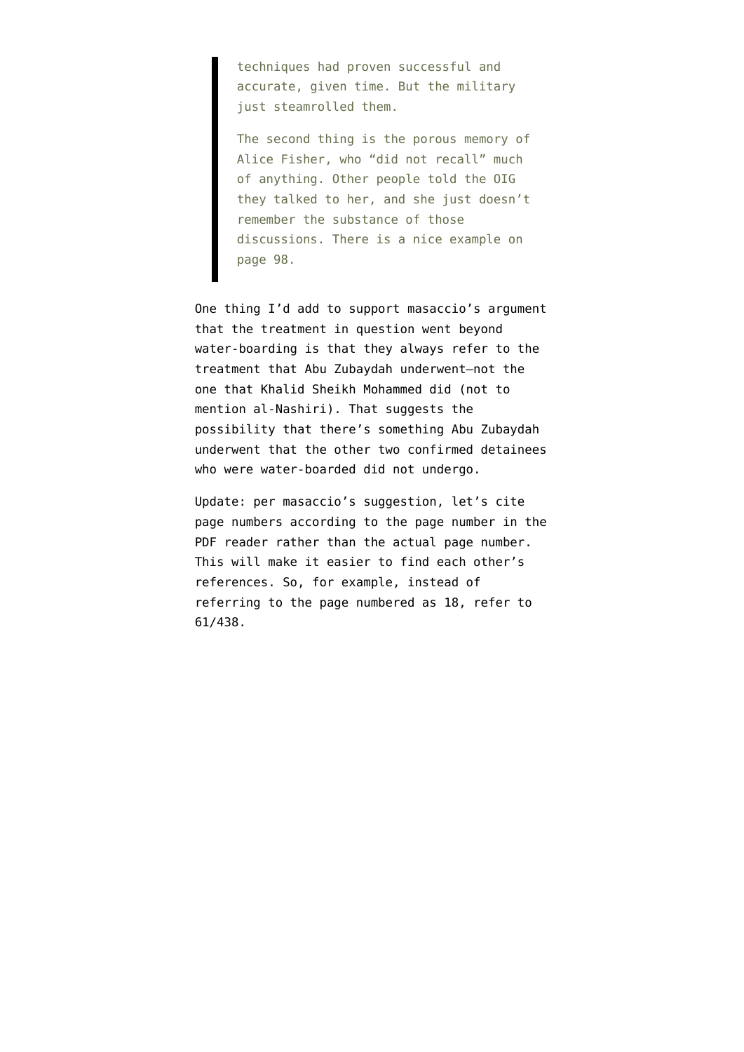> techniques had proven successful and accurate, given time. But the military just steamrolled them.
>
> The second thing is the porous memory of Alice Fisher, who "did not recall" much of anything. Other people told the OIG they talked to her, and she just doesn't remember the substance of those discussions. There is a nice example on page 98.

One thing I'd add to support masaccio's argument that the treatment in question went beyond water-boarding is that they always refer to the treatment that Abu Zubaydah underwent–not the one that Khalid Sheikh Mohammed did (not to mention al-Nashiri). That suggests the possibility that there's something Abu Zubaydah underwent that the other two confirmed detainees who were water-boarded did not undergo.

Update: per masaccio's suggestion, let's cite page numbers according to the page number in the PDF reader rather than the actual page number. This will make it easier to find each other's references. So, for example, instead of referring to the page numbered as 18, refer to 61/438.